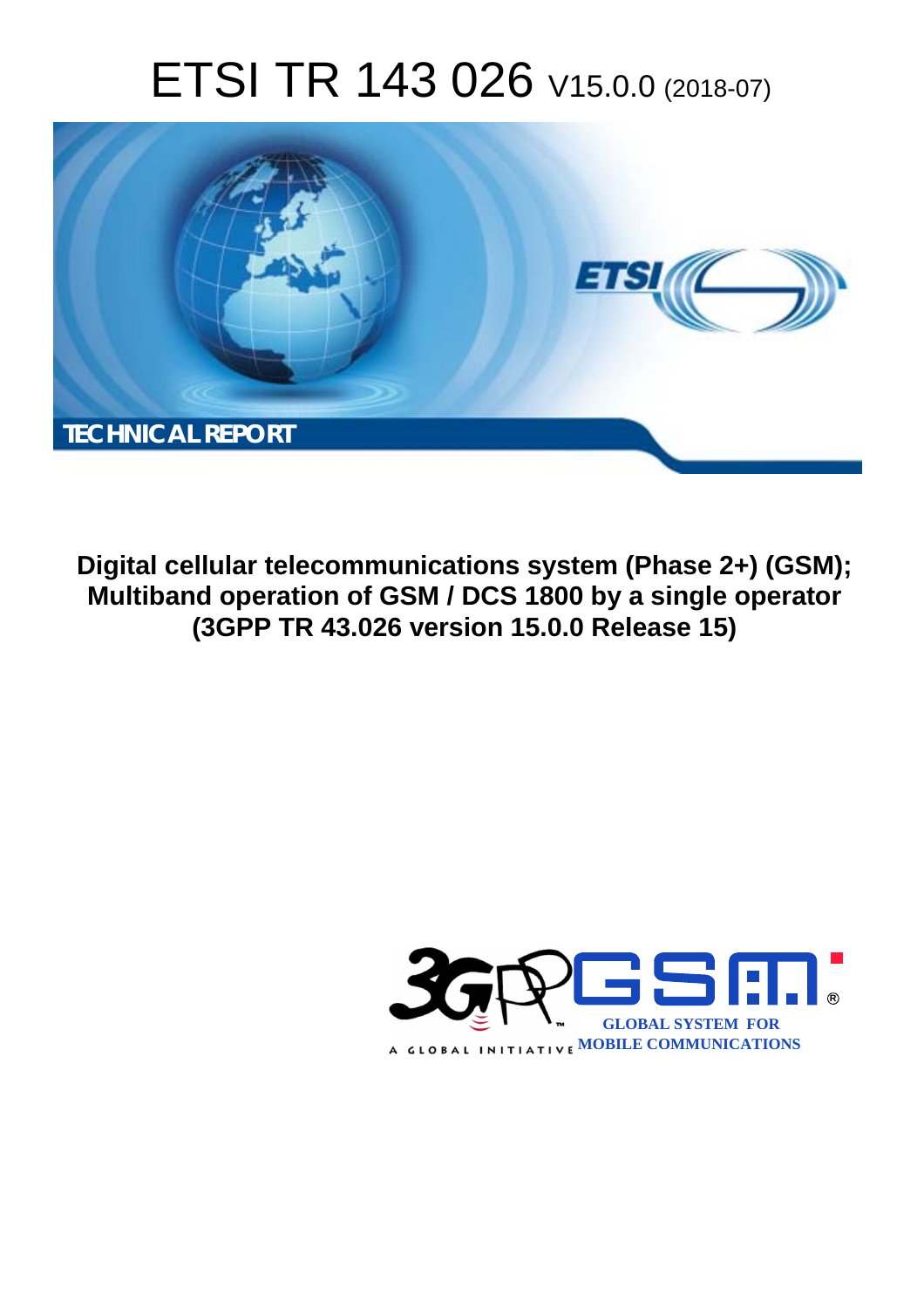# ETSI TR 143 026 V15.0.0 (2018-07)

TECHNICAL REPORT

**Digital cellular telecommunications system (Phase 2+) (GSM); Multiband operation of GSM / DCS 1800 by a single operator (3GPP TR 43.026 version 15.0.0 Release 15)**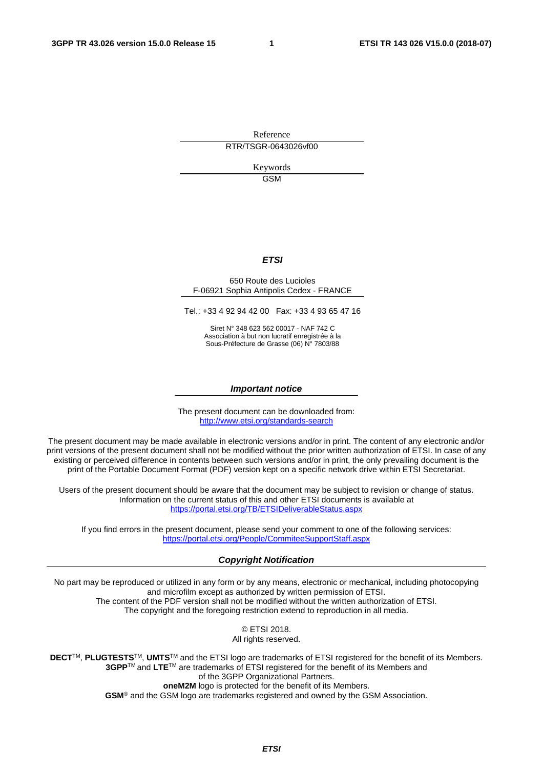Reference

RTR/TSGR-0643026vf00

Keywords

GSM

***ETSI***

650 Route des Lucioles
F-06921 Sophia Antipolis Cedex - FRANCE

Tel.: +33 4 92 94 42 00   Fax: +33 4 93 65 47 16

Siret N° 348 623 562 00017 - NAF 742 C
Association à but non lucratif enregistrée à la
Sous-Préfecture de Grasse (06) N° 7803/88

***Important notice***

The present document can be downloaded from:
http://www.etsi.org/standards-search

The present document may be made available in electronic versions and/or in print. The content of any electronic and/or print versions of the present document shall not be modified without the prior written authorization of ETSI. In case of any existing or perceived difference in contents between such versions and/or in print, the only prevailing document is the print of the Portable Document Format (PDF) version kept on a specific network drive within ETSI Secretariat.

Users of the present document should be aware that the document may be subject to revision or change of status. Information on the current status of this and other ETSI documents is available at
https://portal.etsi.org/TB/ETSIDeliverableStatus.aspx

If you find errors in the present document, please send your comment to one of the following services:
https://portal.etsi.org/People/CommiteeSupportStaff.aspx

***Copyright Notification***

No part may be reproduced or utilized in any form or by any means, electronic or mechanical, including photocopying and microfilm except as authorized by written permission of ETSI.
The content of the PDF version shall not be modified without the written authorization of ETSI.
The copyright and the foregoing restriction extend to reproduction in all media.

© ETSI 2018.
All rights reserved.

**DECT**™, **PLUGTESTS**™, **UMTS**™ and the ETSI logo are trademarks of ETSI registered for the benefit of its Members.
**3GPP**™ and **LTE**™ are trademarks of ETSI registered for the benefit of its Members and of the 3GPP Organizational Partners.
**oneM2M** logo is protected for the benefit of its Members.
**GSM**® and the GSM logo are trademarks registered and owned by the GSM Association.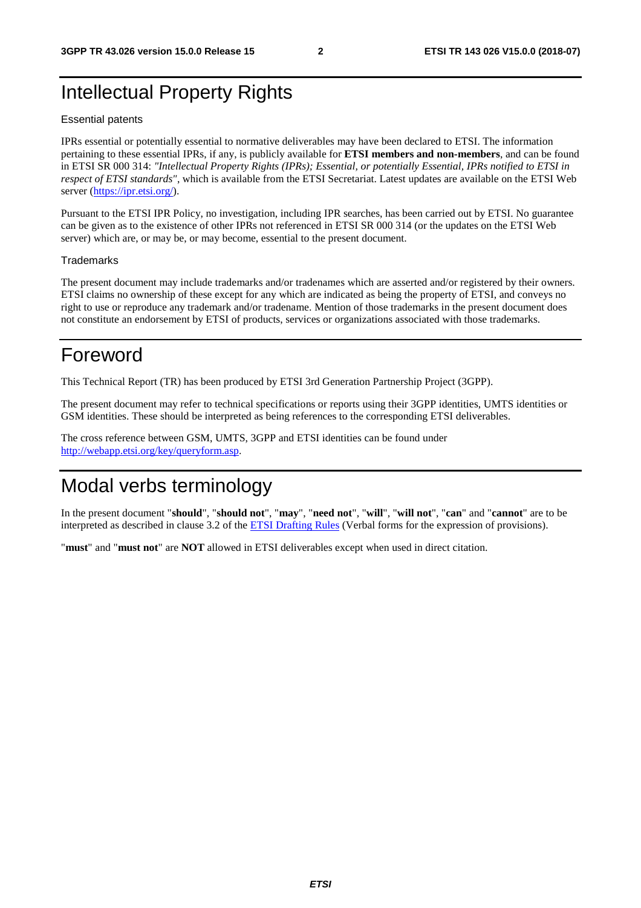# Intellectual Property Rights

Essential patents

IPRs essential or potentially essential to normative deliverables may have been declared to ETSI. The information pertaining to these essential IPRs, if any, is publicly available for **ETSI members and non-members**, and can be found in ETSI SR 000 314: *"Intellectual Property Rights (IPRs); Essential, or potentially Essential, IPRs notified to ETSI in respect of ETSI standards"*, which is available from the ETSI Secretariat. Latest updates are available on the ETSI Web server (https://ipr.etsi.org/).

Pursuant to the ETSI IPR Policy, no investigation, including IPR searches, has been carried out by ETSI. No guarantee can be given as to the existence of other IPRs not referenced in ETSI SR 000 314 (or the updates on the ETSI Web server) which are, or may be, or may become, essential to the present document.

Trademarks

The present document may include trademarks and/or tradenames which are asserted and/or registered by their owners. ETSI claims no ownership of these except for any which are indicated as being the property of ETSI, and conveys no right to use or reproduce any trademark and/or tradename. Mention of those trademarks in the present document does not constitute an endorsement by ETSI of products, services or organizations associated with those trademarks.

# Foreword

This Technical Report (TR) has been produced by ETSI 3rd Generation Partnership Project (3GPP).

The present document may refer to technical specifications or reports using their 3GPP identities, UMTS identities or GSM identities. These should be interpreted as being references to the corresponding ETSI deliverables.

The cross reference between GSM, UMTS, 3GPP and ETSI identities can be found under http://webapp.etsi.org/key/queryform.asp.

# Modal verbs terminology

In the present document "**should**", "**should not**", "**may**", "**need not**", "**will**", "**will not**", "**can**" and "**cannot**" are to be interpreted as described in clause 3.2 of the ETSI Drafting Rules (Verbal forms for the expression of provisions).

"**must**" and "**must not**" are **NOT** allowed in ETSI deliverables except when used in direct citation.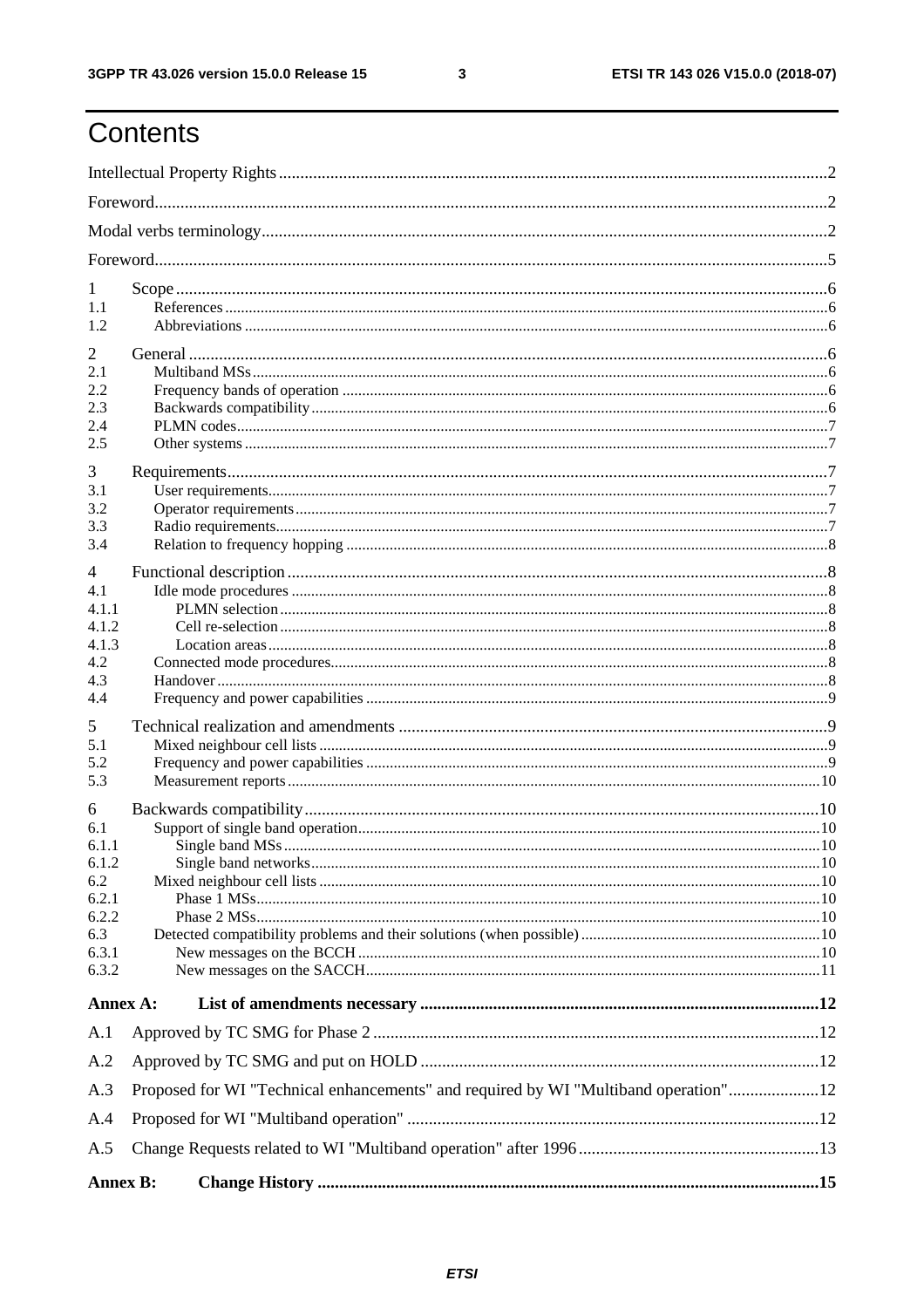# Contents

Intellectual Property Rights ....................................................................................................................... 2

Foreword ........................................................................................................................................................ 2

Modal verbs terminology ............................................................................................................................... 2

Foreword ........................................................................................................................................................ 5

1 Scope ........................................................................................................................................................ 6
1.1 References ........................................................................................................................................... 6
1.2 Abbreviations ...................................................................................................................................... 6

2 General ...................................................................................................................................................... 6
2.1 Multiband MSs .................................................................................................................................... 6
2.2 Frequency bands of operation ............................................................................................................ 6
2.3 Backwards compatibility ..................................................................................................................... 6
2.4 PLMN codes ........................................................................................................................................ 7
2.5 Other systems ...................................................................................................................................... 7

3 Requirements ............................................................................................................................................ 7
3.1 User requirements ................................................................................................................................ 7
3.2 Operator requirements ......................................................................................................................... 7
3.3 Radio requirements .............................................................................................................................. 7
3.4 Relation to frequency hopping ............................................................................................................ 8

4 Functional description .............................................................................................................................. 8
4.1 Idle mode procedures .......................................................................................................................... 8
4.1.1 PLMN selection ............................................................................................................................... 8
4.1.2 Cell re-selection ............................................................................................................................... 8
4.1.3 Location areas .................................................................................................................................. 8
4.2 Connected mode procedures ............................................................................................................... 8
4.3 Handover ............................................................................................................................................. 8
4.4 Frequency and power capabilities ....................................................................................................... 9

5 Technical realization and amendments ..................................................................................................... 9
5.1 Mixed neighbour cell lists ................................................................................................................... 9
5.2 Frequency and power capabilities ....................................................................................................... 9
5.3 Measurement reports ......................................................................................................................... 10

6 Backwards compatibility ......................................................................................................................... 10
6.1 Support of single band operation ...................................................................................................... 10
6.1.1 Single band MSs ............................................................................................................................ 10
6.1.2 Single band networks ..................................................................................................................... 10
6.2 Mixed neighbour cell lists ................................................................................................................. 10
6.2.1 Phase 1 MSs ................................................................................................................................... 10
6.2.2 Phase 2 MSs ................................................................................................................................... 10
6.3 Detected compatibility problems and their solutions (when possible) ............................................. 10
6.3.1 New messages on the BCCH ......................................................................................................... 10
6.3.2 New messages on the SACCH ....................................................................................................... 11

**Annex A: List of amendments necessary ............................................................................................. 12**

A.1 Approved by TC SMG for Phase 2 ........................................................................................................ 12

A.2 Approved by TC SMG and put on HOLD ............................................................................................. 12

A.3 Proposed for WI "Technical enhancements" and required by WI "Multiband operation" ..................... 12

A.4 Proposed for WI "Multiband operation" ................................................................................................ 12

A.5 Change Requests related to WI "Multiband operation" after 1996 ........................................................ 13

**Annex B: Change History ....................................................................................................................... 15**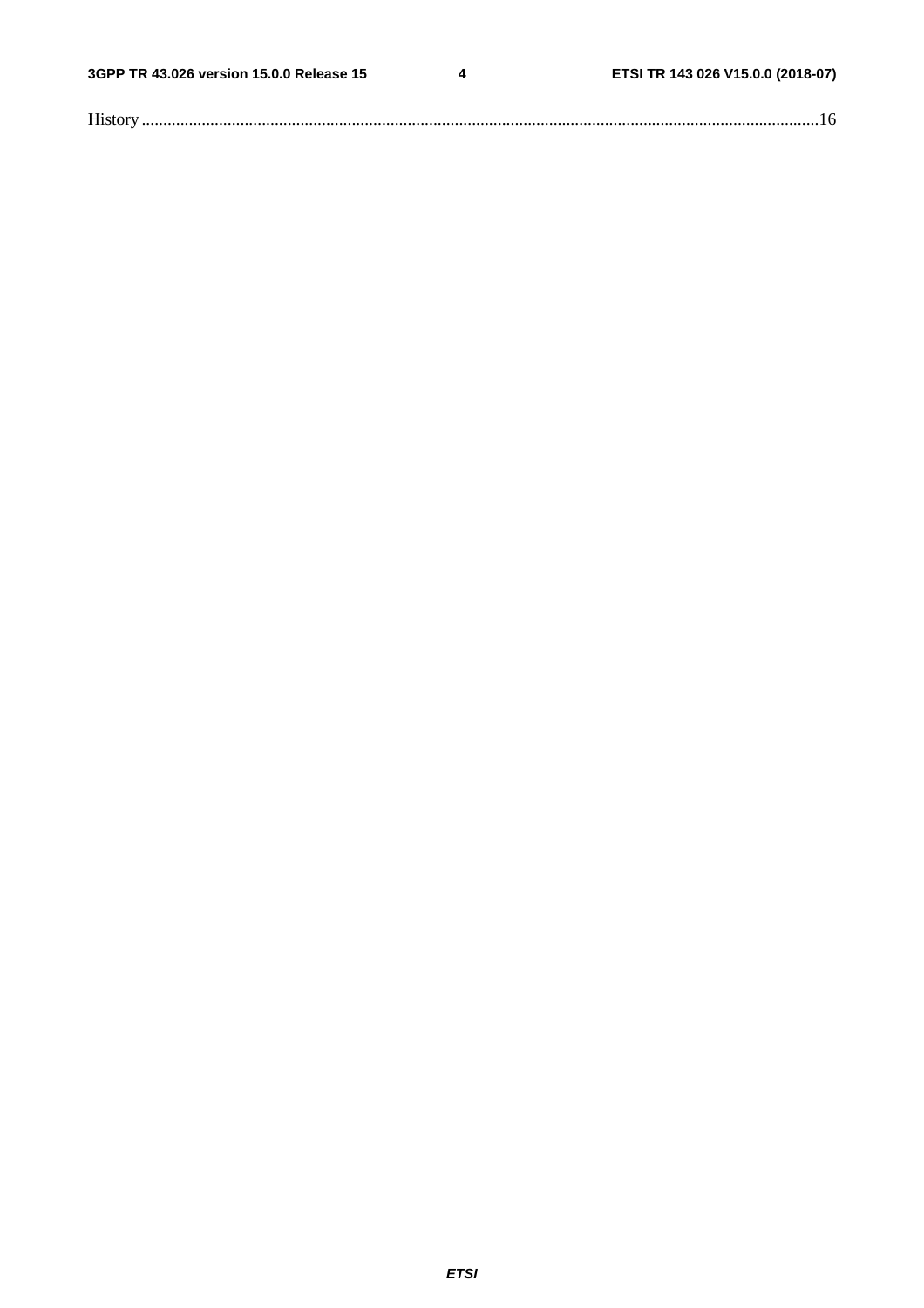History ............................................................................................................................................................16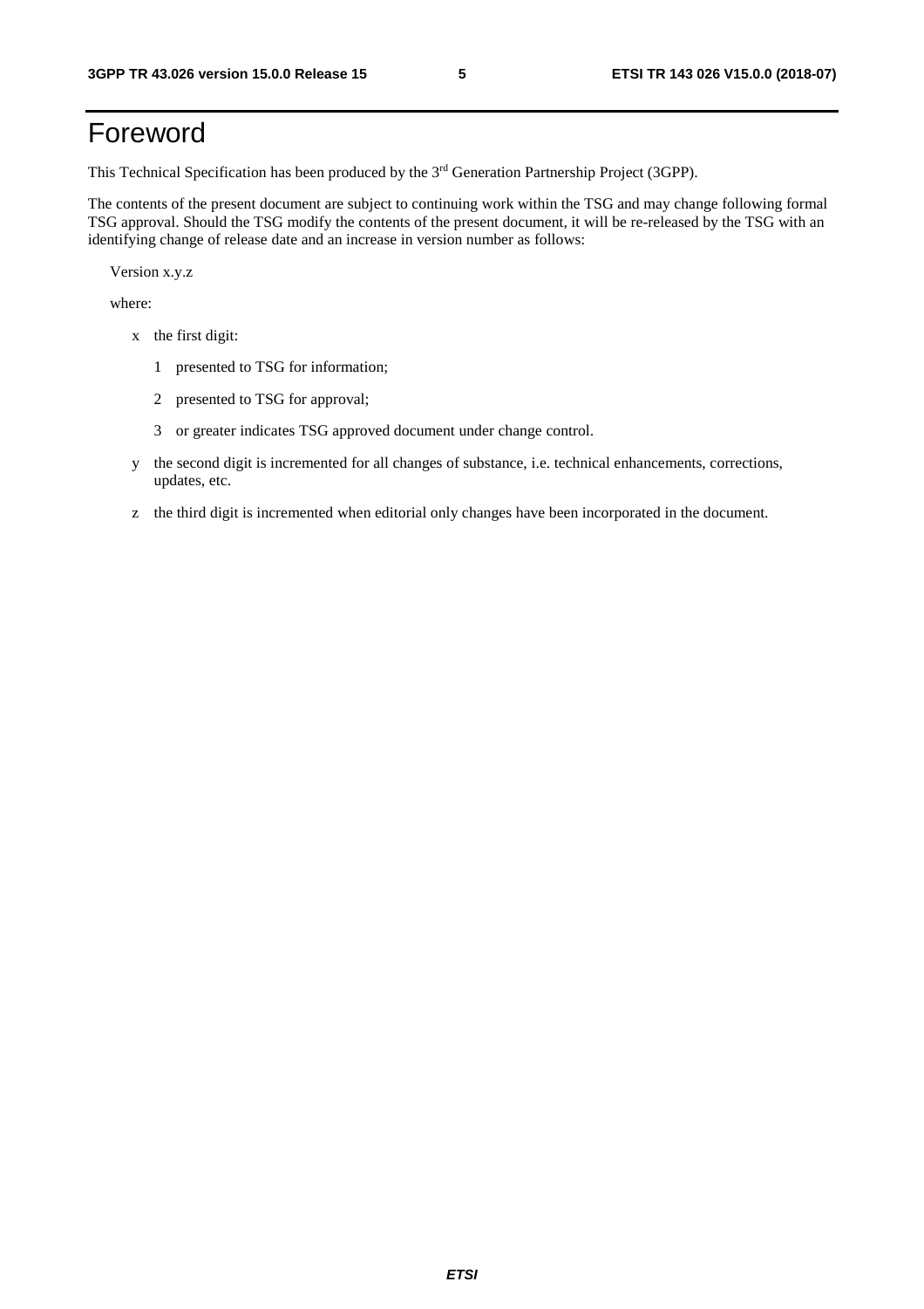# Foreword

This Technical Specification has been produced by the 3rd Generation Partnership Project (3GPP).

The contents of the present document are subject to continuing work within the TSG and may change following formal TSG approval. Should the TSG modify the contents of the present document, it will be re-released by the TSG with an identifying change of release date and an increase in version number as follows:

Version x.y.z

where:

- x the first digit:
  - 1 presented to TSG for information;
  - 2 presented to TSG for approval;
  - 3 or greater indicates TSG approved document under change control.
- y the second digit is incremented for all changes of substance, i.e. technical enhancements, corrections, updates, etc.
- z the third digit is incremented when editorial only changes have been incorporated in the document.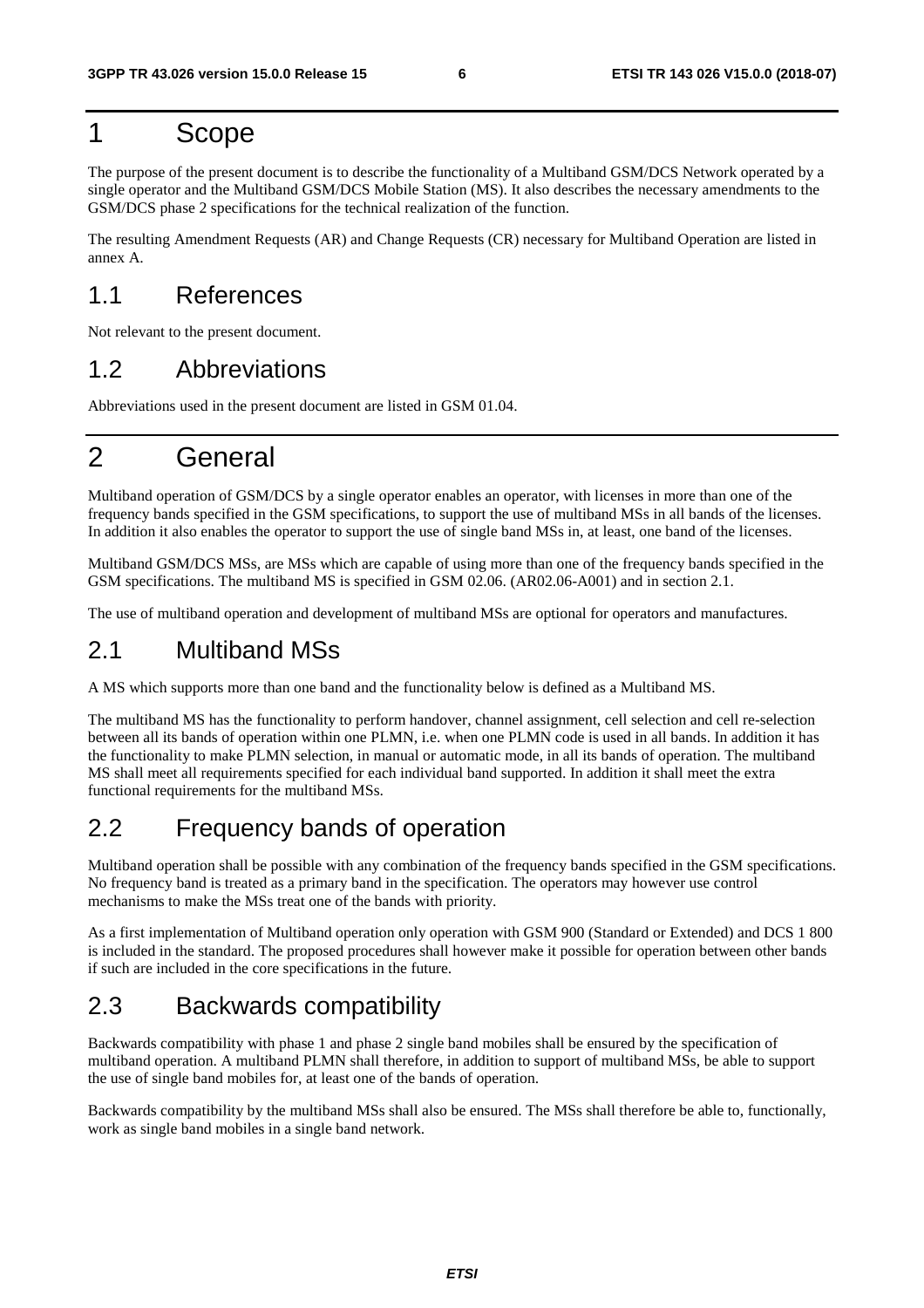# 1 Scope

The purpose of the present document is to describe the functionality of a Multiband GSM/DCS Network operated by a single operator and the Multiband GSM/DCS Mobile Station (MS). It also describes the necessary amendments to the GSM/DCS phase 2 specifications for the technical realization of the function.

The resulting Amendment Requests (AR) and Change Requests (CR) necessary for Multiband Operation are listed in annex A.

## 1.1 References

Not relevant to the present document.

## 1.2 Abbreviations

Abbreviations used in the present document are listed in GSM 01.04.

# 2 General

Multiband operation of GSM/DCS by a single operator enables an operator, with licenses in more than one of the frequency bands specified in the GSM specifications, to support the use of multiband MSs in all bands of the licenses. In addition it also enables the operator to support the use of single band MSs in, at least, one band of the licenses.

Multiband GSM/DCS MSs, are MSs which are capable of using more than one of the frequency bands specified in the GSM specifications. The multiband MS is specified in GSM 02.06. (AR02.06-A001) and in section 2.1.

The use of multiband operation and development of multiband MSs are optional for operators and manufactures.

## 2.1 Multiband MSs

A MS which supports more than one band and the functionality below is defined as a Multiband MS.

The multiband MS has the functionality to perform handover, channel assignment, cell selection and cell re-selection between all its bands of operation within one PLMN, i.e. when one PLMN code is used in all bands. In addition it has the functionality to make PLMN selection, in manual or automatic mode, in all its bands of operation. The multiband MS shall meet all requirements specified for each individual band supported. In addition it shall meet the extra functional requirements for the multiband MSs.

## 2.2 Frequency bands of operation

Multiband operation shall be possible with any combination of the frequency bands specified in the GSM specifications. No frequency band is treated as a primary band in the specification. The operators may however use control mechanisms to make the MSs treat one of the bands with priority.

As a first implementation of Multiband operation only operation with GSM 900 (Standard or Extended) and DCS 1 800 is included in the standard. The proposed procedures shall however make it possible for operation between other bands if such are included in the core specifications in the future.

## 2.3 Backwards compatibility

Backwards compatibility with phase 1 and phase 2 single band mobiles shall be ensured by the specification of multiband operation. A multiband PLMN shall therefore, in addition to support of multiband MSs, be able to support the use of single band mobiles for, at least one of the bands of operation.

Backwards compatibility by the multiband MSs shall also be ensured. The MSs shall therefore be able to, functionally, work as single band mobiles in a single band network.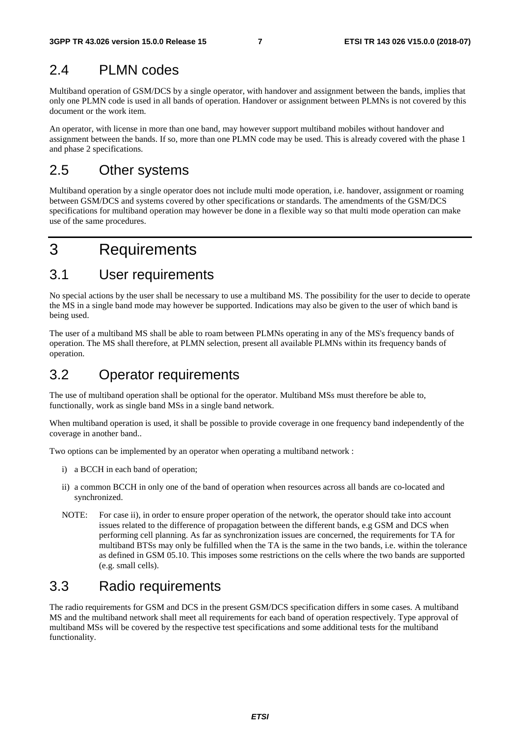## 2.4 PLMN codes

Multiband operation of GSM/DCS by a single operator, with handover and assignment between the bands, implies that only one PLMN code is used in all bands of operation. Handover or assignment between PLMNs is not covered by this document or the work item.

An operator, with license in more than one band, may however support multiband mobiles without handover and assignment between the bands. If so, more than one PLMN code may be used. This is already covered with the phase 1 and phase 2 specifications.

## 2.5 Other systems

Multiband operation by a single operator does not include multi mode operation, i.e. handover, assignment or roaming between GSM/DCS and systems covered by other specifications or standards. The amendments of the GSM/DCS specifications for multiband operation may however be done in a flexible way so that multi mode operation can make use of the same procedures.

# 3 Requirements

## 3.1 User requirements

No special actions by the user shall be necessary to use a multiband MS. The possibility for the user to decide to operate the MS in a single band mode may however be supported. Indications may also be given to the user of which band is being used.

The user of a multiband MS shall be able to roam between PLMNs operating in any of the MS's frequency bands of operation. The MS shall therefore, at PLMN selection, present all available PLMNs within its frequency bands of operation.

## 3.2 Operator requirements

The use of multiband operation shall be optional for the operator. Multiband MSs must therefore be able to, functionally, work as single band MSs in a single band network.

When multiband operation is used, it shall be possible to provide coverage in one frequency band independently of the coverage in another band..

Two options can be implemented by an operator when operating a multiband network :

i) a BCCH in each band of operation;

ii) a common BCCH in only one of the band of operation when resources across all bands are co-located and synchronized.

NOTE: For case ii), in order to ensure proper operation of the network, the operator should take into account issues related to the difference of propagation between the different bands, e.g GSM and DCS when performing cell planning. As far as synchronization issues are concerned, the requirements for TA for multiband BTSs may only be fulfilled when the TA is the same in the two bands, i.e. within the tolerance as defined in GSM 05.10. This imposes some restrictions on the cells where the two bands are supported (e.g. small cells).

## 3.3 Radio requirements

The radio requirements for GSM and DCS in the present GSM/DCS specification differs in some cases. A multiband MS and the multiband network shall meet all requirements for each band of operation respectively. Type approval of multiband MSs will be covered by the respective test specifications and some additional tests for the multiband functionality.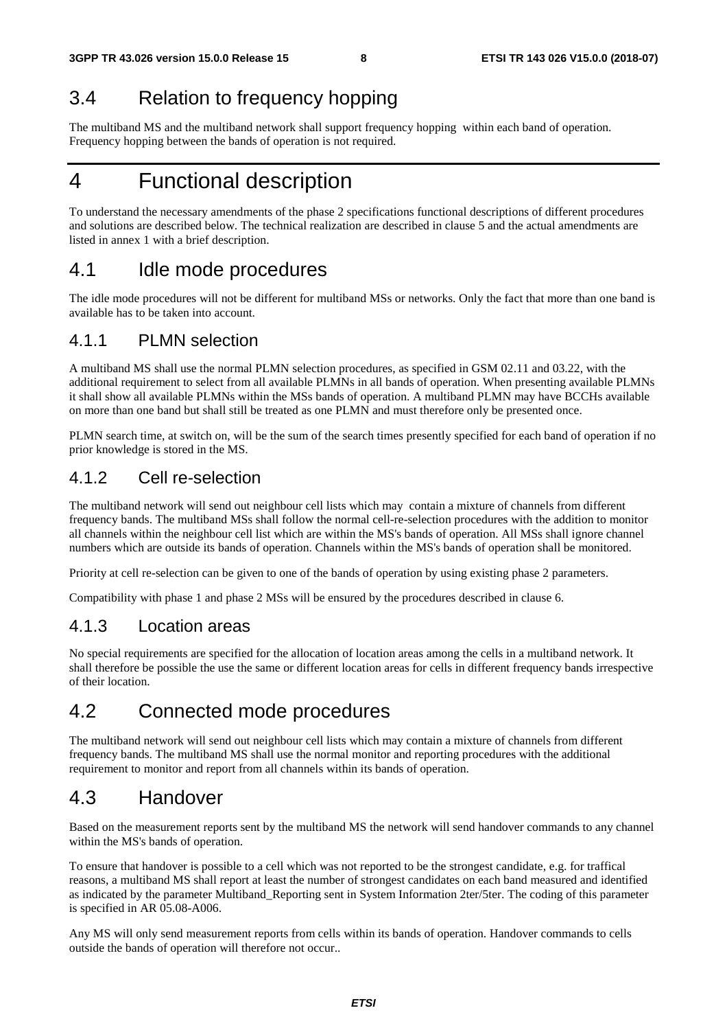## 3.4 Relation to frequency hopping

The multiband MS and the multiband network shall support frequency hopping within each band of operation. Frequency hopping between the bands of operation is not required.

# 4 Functional description

To understand the necessary amendments of the phase 2 specifications functional descriptions of different procedures and solutions are described below. The technical realization are described in clause 5 and the actual amendments are listed in annex 1 with a brief description.

## 4.1 Idle mode procedures

The idle mode procedures will not be different for multiband MSs or networks. Only the fact that more than one band is available has to be taken into account.

### 4.1.1 PLMN selection

A multiband MS shall use the normal PLMN selection procedures, as specified in GSM 02.11 and 03.22, with the additional requirement to select from all available PLMNs in all bands of operation. When presenting available PLMNs it shall show all available PLMNs within the MSs bands of operation. A multiband PLMN may have BCCHs available on more than one band but shall still be treated as one PLMN and must therefore only be presented once.

PLMN search time, at switch on, will be the sum of the search times presently specified for each band of operation if no prior knowledge is stored in the MS.

### 4.1.2 Cell re-selection

The multiband network will send out neighbour cell lists which may contain a mixture of channels from different frequency bands. The multiband MSs shall follow the normal cell-re-selection procedures with the addition to monitor all channels within the neighbour cell list which are within the MS's bands of operation. All MSs shall ignore channel numbers which are outside its bands of operation. Channels within the MS's bands of operation shall be monitored.

Priority at cell re-selection can be given to one of the bands of operation by using existing phase 2 parameters.

Compatibility with phase 1 and phase 2 MSs will be ensured by the procedures described in clause 6.

### 4.1.3 Location areas

No special requirements are specified for the allocation of location areas among the cells in a multiband network. It shall therefore be possible the use the same or different location areas for cells in different frequency bands irrespective of their location.

## 4.2 Connected mode procedures

The multiband network will send out neighbour cell lists which may contain a mixture of channels from different frequency bands. The multiband MS shall use the normal monitor and reporting procedures with the additional requirement to monitor and report from all channels within its bands of operation.

## 4.3 Handover

Based on the measurement reports sent by the multiband MS the network will send handover commands to any channel within the MS's bands of operation.

To ensure that handover is possible to a cell which was not reported to be the strongest candidate, e.g. for traffical reasons, a multiband MS shall report at least the number of strongest candidates on each band measured and identified as indicated by the parameter Multiband_Reporting sent in System Information 2ter/5ter. The coding of this parameter is specified in AR 05.08-A006.

Any MS will only send measurement reports from cells within its bands of operation. Handover commands to cells outside the bands of operation will therefore not occur..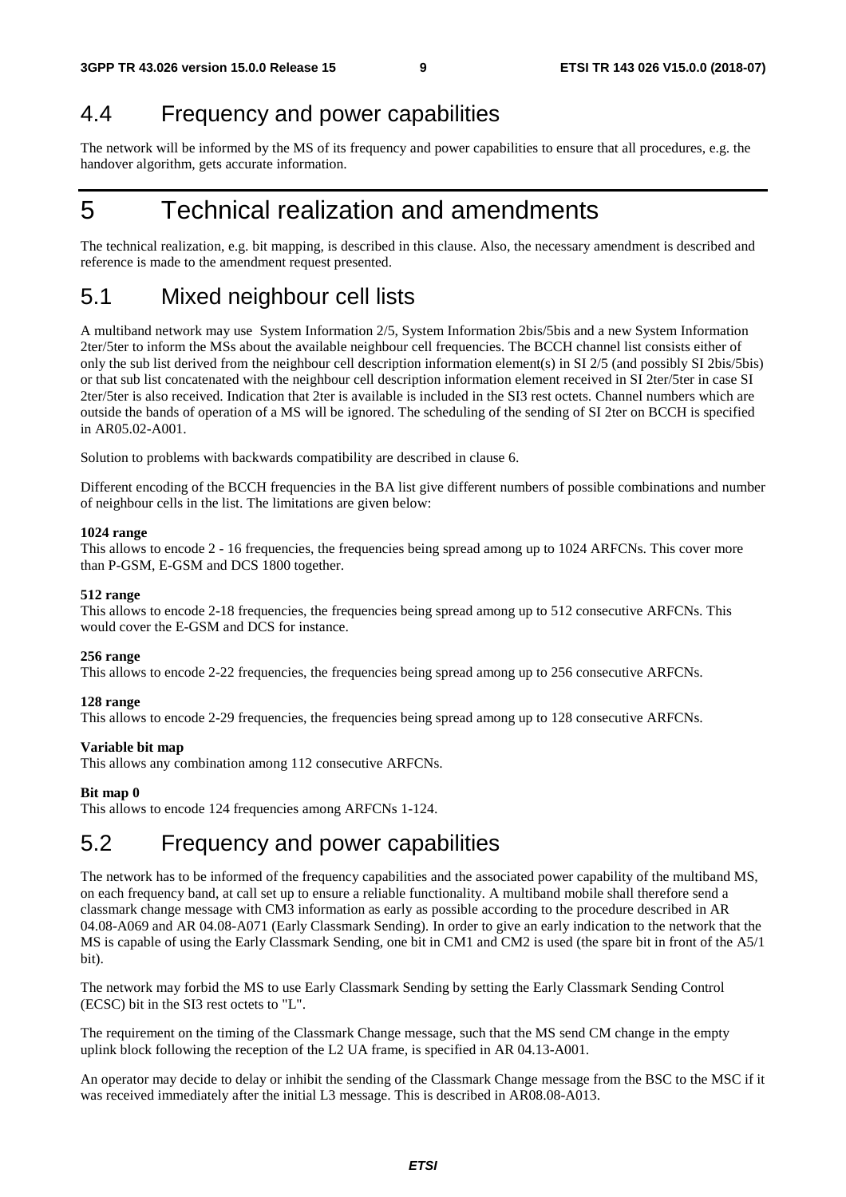## 4.4 Frequency and power capabilities

The network will be informed by the MS of its frequency and power capabilities to ensure that all procedures, e.g. the handover algorithm, gets accurate information.

# 5 Technical realization and amendments

The technical realization, e.g. bit mapping, is described in this clause. Also, the necessary amendment is described and reference is made to the amendment request presented.

## 5.1 Mixed neighbour cell lists

A multiband network may use System Information 2/5, System Information 2bis/5bis and a new System Information 2ter/5ter to inform the MSs about the available neighbour cell frequencies. The BCCH channel list consists either of only the sub list derived from the neighbour cell description information element(s) in SI 2/5 (and possibly SI 2bis/5bis) or that sub list concatenated with the neighbour cell description information element received in SI 2ter/5ter in case SI 2ter/5ter is also received. Indication that 2ter is available is included in the SI3 rest octets. Channel numbers which are outside the bands of operation of a MS will be ignored. The scheduling of the sending of SI 2ter on BCCH is specified in AR05.02-A001.

Solution to problems with backwards compatibility are described in clause 6.

Different encoding of the BCCH frequencies in the BA list give different numbers of possible combinations and number of neighbour cells in the list. The limitations are given below:

**1024 range**
This allows to encode 2 - 16 frequencies, the frequencies being spread among up to 1024 ARFCNs. This cover more than P-GSM, E-GSM and DCS 1800 together.

**512 range**
This allows to encode 2-18 frequencies, the frequencies being spread among up to 512 consecutive ARFCNs. This would cover the E-GSM and DCS for instance.

**256 range**
This allows to encode 2-22 frequencies, the frequencies being spread among up to 256 consecutive ARFCNs.

**128 range**
This allows to encode 2-29 frequencies, the frequencies being spread among up to 128 consecutive ARFCNs.

**Variable bit map**
This allows any combination among 112 consecutive ARFCNs.

**Bit map 0**
This allows to encode 124 frequencies among ARFCNs 1-124.

## 5.2 Frequency and power capabilities

The network has to be informed of the frequency capabilities and the associated power capability of the multiband MS, on each frequency band, at call set up to ensure a reliable functionality. A multiband mobile shall therefore send a classmark change message with CM3 information as early as possible according to the procedure described in AR 04.08-A069 and AR 04.08-A071 (Early Classmark Sending). In order to give an early indication to the network that the MS is capable of using the Early Classmark Sending, one bit in CM1 and CM2 is used (the spare bit in front of the A5/1 bit).

The network may forbid the MS to use Early Classmark Sending by setting the Early Classmark Sending Control (ECSC) bit in the SI3 rest octets to "L".

The requirement on the timing of the Classmark Change message, such that the MS send CM change in the empty uplink block following the reception of the L2 UA frame, is specified in AR 04.13-A001.

An operator may decide to delay or inhibit the sending of the Classmark Change message from the BSC to the MSC if it was received immediately after the initial L3 message. This is described in AR08.08-A013.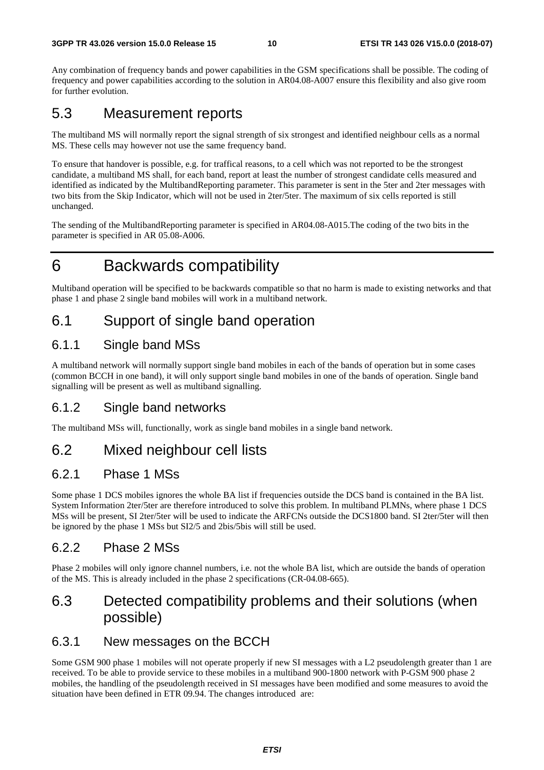Any combination of frequency bands and power capabilities in the GSM specifications shall be possible. The coding of frequency and power capabilities according to the solution in AR04.08-A007 ensure this flexibility and also give room for further evolution.

## 5.3 Measurement reports

The multiband MS will normally report the signal strength of six strongest and identified neighbour cells as a normal MS. These cells may however not use the same frequency band.

To ensure that handover is possible, e.g. for traffical reasons, to a cell which was not reported to be the strongest candidate, a multiband MS shall, for each band, report at least the number of strongest candidate cells measured and identified as indicated by the MultibandReporting parameter. This parameter is sent in the 5ter and 2ter messages with two bits from the Skip Indicator, which will not be used in 2ter/5ter. The maximum of six cells reported is still unchanged.

The sending of the MultibandReporting parameter is specified in AR04.08-A015.The coding of the two bits in the parameter is specified in AR 05.08-A006.

# 6 Backwards compatibility

Multiband operation will be specified to be backwards compatible so that no harm is made to existing networks and that phase 1 and phase 2 single band mobiles will work in a multiband network.

## 6.1 Support of single band operation

### 6.1.1 Single band MSs

A multiband network will normally support single band mobiles in each of the bands of operation but in some cases (common BCCH in one band), it will only support single band mobiles in one of the bands of operation. Single band signalling will be present as well as multiband signalling.

### 6.1.2 Single band networks

The multiband MSs will, functionally, work as single band mobiles in a single band network.

## 6.2 Mixed neighbour cell lists

### 6.2.1 Phase 1 MSs

Some phase 1 DCS mobiles ignores the whole BA list if frequencies outside the DCS band is contained in the BA list. System Information 2ter/5ter are therefore introduced to solve this problem. In multiband PLMNs, where phase 1 DCS MSs will be present, SI 2ter/5ter will be used to indicate the ARFCNs outside the DCS1800 band. SI 2ter/5ter will then be ignored by the phase 1 MSs but SI2/5 and 2bis/5bis will still be used.

### 6.2.2 Phase 2 MSs

Phase 2 mobiles will only ignore channel numbers, i.e. not the whole BA list, which are outside the bands of operation of the MS. This is already included in the phase 2 specifications (CR-04.08-665).

## 6.3 Detected compatibility problems and their solutions (when possible)

### 6.3.1 New messages on the BCCH

Some GSM 900 phase 1 mobiles will not operate properly if new SI messages with a L2 pseudolength greater than 1 are received. To be able to provide service to these mobiles in a multiband 900-1800 network with P-GSM 900 phase 2 mobiles, the handling of the pseudolength received in SI messages have been modified and some measures to avoid the situation have been defined in ETR 09.94. The changes introduced are: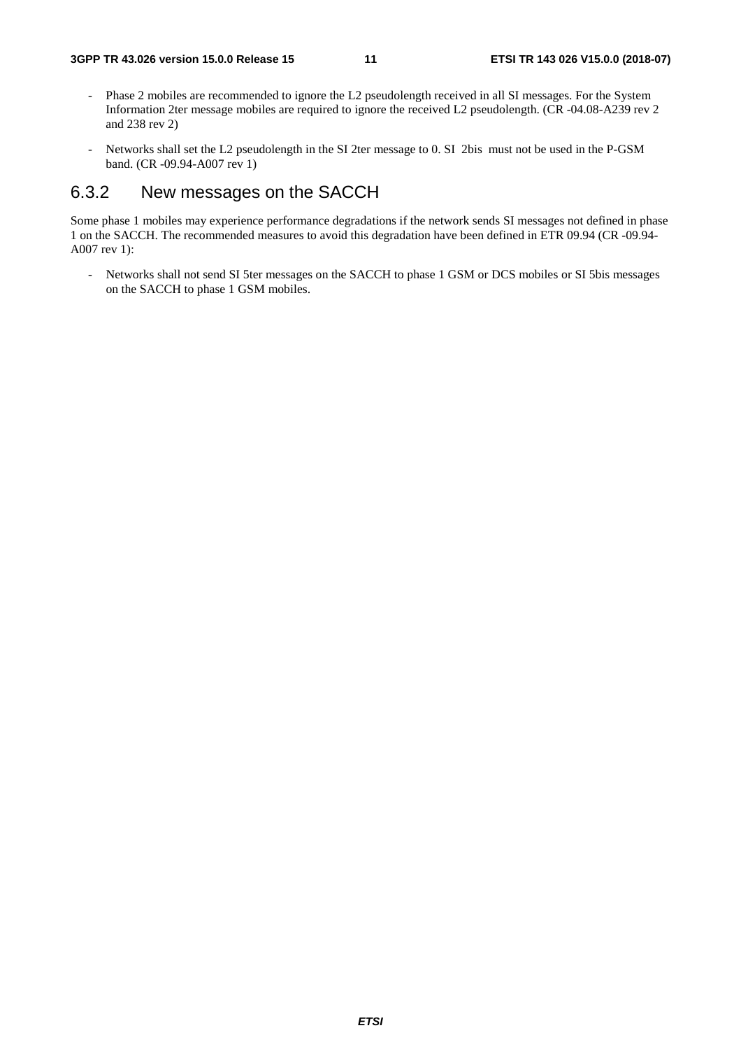- Phase 2 mobiles are recommended to ignore the L2 pseudolength received in all SI messages. For the System Information 2ter message mobiles are required to ignore the received L2 pseudolength. (CR -04.08-A239 rev 2 and 238 rev 2)

- Networks shall set the L2 pseudolength in the SI 2ter message to 0. SI 2bis must not be used in the P-GSM band. (CR -09.94-A007 rev 1)

### 6.3.2 New messages on the SACCH

Some phase 1 mobiles may experience performance degradations if the network sends SI messages not defined in phase 1 on the SACCH. The recommended measures to avoid this degradation have been defined in ETR 09.94 (CR -09.94-A007 rev 1):

- Networks shall not send SI 5ter messages on the SACCH to phase 1 GSM or DCS mobiles or SI 5bis messages on the SACCH to phase 1 GSM mobiles.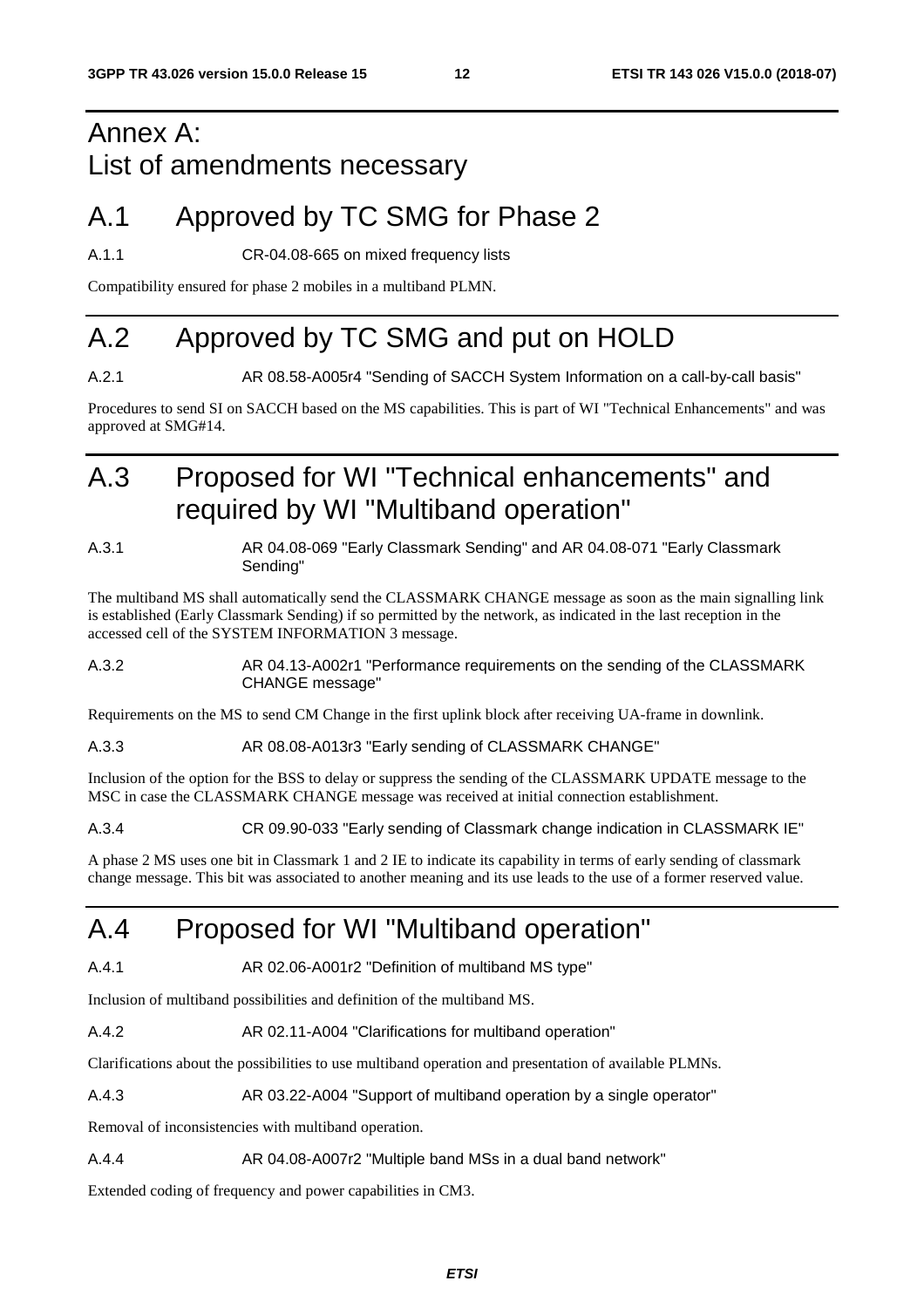# Annex A: List of amendments necessary

## A.1 Approved by TC SMG for Phase 2

A.1.1 CR-04.08-665 on mixed frequency lists

Compatibility ensured for phase 2 mobiles in a multiband PLMN.

## A.2 Approved by TC SMG and put on HOLD

A.2.1 AR 08.58-A005r4 "Sending of SACCH System Information on a call-by-call basis"

Procedures to send SI on SACCH based on the MS capabilities. This is part of WI "Technical Enhancements" and was approved at SMG#14.

## A.3 Proposed for WI "Technical enhancements" and required by WI "Multiband operation"

A.3.1 AR 04.08-069 "Early Classmark Sending" and AR 04.08-071 "Early Classmark Sending"

The multiband MS shall automatically send the CLASSMARK CHANGE message as soon as the main signalling link is established (Early Classmark Sending) if so permitted by the network, as indicated in the last reception in the accessed cell of the SYSTEM INFORMATION 3 message.

A.3.2 AR 04.13-A002r1 "Performance requirements on the sending of the CLASSMARK CHANGE message"

Requirements on the MS to send CM Change in the first uplink block after receiving UA-frame in downlink.

A.3.3 AR 08.08-A013r3 "Early sending of CLASSMARK CHANGE"

Inclusion of the option for the BSS to delay or suppress the sending of the CLASSMARK UPDATE message to the MSC in case the CLASSMARK CHANGE message was received at initial connection establishment.

A.3.4 CR 09.90-033 "Early sending of Classmark change indication in CLASSMARK IE"

A phase 2 MS uses one bit in Classmark 1 and 2 IE to indicate its capability in terms of early sending of classmark change message. This bit was associated to another meaning and its use leads to the use of a former reserved value.

## A.4 Proposed for WI "Multiband operation"

A.4.1 AR 02.06-A001r2 "Definition of multiband MS type"

Inclusion of multiband possibilities and definition of the multiband MS.

A.4.2 AR 02.11-A004 "Clarifications for multiband operation"

Clarifications about the possibilities to use multiband operation and presentation of available PLMNs.

A.4.3 AR 03.22-A004 "Support of multiband operation by a single operator"

Removal of inconsistencies with multiband operation.

A.4.4 AR 04.08-A007r2 "Multiple band MSs in a dual band network"

Extended coding of frequency and power capabilities in CM3.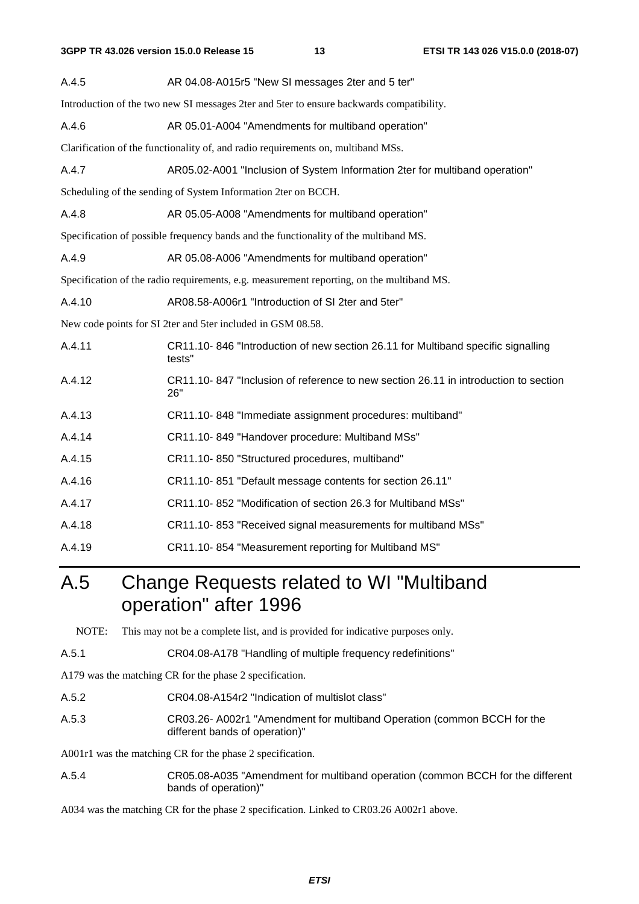A.4.5 AR 04.08-A015r5 "New SI messages 2ter and 5 ter"

Introduction of the two new SI messages 2ter and 5ter to ensure backwards compatibility.

A.4.6 AR 05.01-A004 "Amendments for multiband operation"

Clarification of the functionality of, and radio requirements on, multiband MSs.

A.4.7 AR05.02-A001 "Inclusion of System Information 2ter for multiband operation"

Scheduling of the sending of System Information 2ter on BCCH.

A.4.8 AR 05.05-A008 "Amendments for multiband operation"

Specification of possible frequency bands and the functionality of the multiband MS.

A.4.9 AR 05.08-A006 "Amendments for multiband operation"

Specification of the radio requirements, e.g. measurement reporting, on the multiband MS.

A.4.10 AR08.58-A006r1 "Introduction of SI 2ter and 5ter"

New code points for SI 2ter and 5ter included in GSM 08.58.

A.4.11 CR11.10- 846 "Introduction of new section 26.11 for Multiband specific signalling tests"

A.4.12 CR11.10- 847 "Inclusion of reference to new section 26.11 in introduction to section 26"

A.4.13 CR11.10- 848 "Immediate assignment procedures: multiband"

A.4.14 CR11.10- 849 "Handover procedure: Multiband MSs"

A.4.15 CR11.10- 850 "Structured procedures, multiband"

A.4.16 CR11.10- 851 "Default message contents for section 26.11"

A.4.17 CR11.10- 852 "Modification of section 26.3 for Multiband MSs"

A.4.18 CR11.10- 853 "Received signal measurements for multiband MSs"

A.4.19 CR11.10- 854 "Measurement reporting for Multiband MS"

# A.5 Change Requests related to WI "Multiband operation" after 1996

NOTE: This may not be a complete list, and is provided for indicative purposes only.

A.5.1 CR04.08-A178 "Handling of multiple frequency redefinitions"

A179 was the matching CR for the phase 2 specification.

A.5.2 CR04.08-A154r2 "Indication of multislot class"

A.5.3 CR03.26- A002r1 "Amendment for multiband Operation (common BCCH for the different bands of operation)"

A001r1 was the matching CR for the phase 2 specification.

A.5.4 CR05.08-A035 "Amendment for multiband operation (common BCCH for the different bands of operation)"

A034 was the matching CR for the phase 2 specification. Linked to CR03.26 A002r1 above.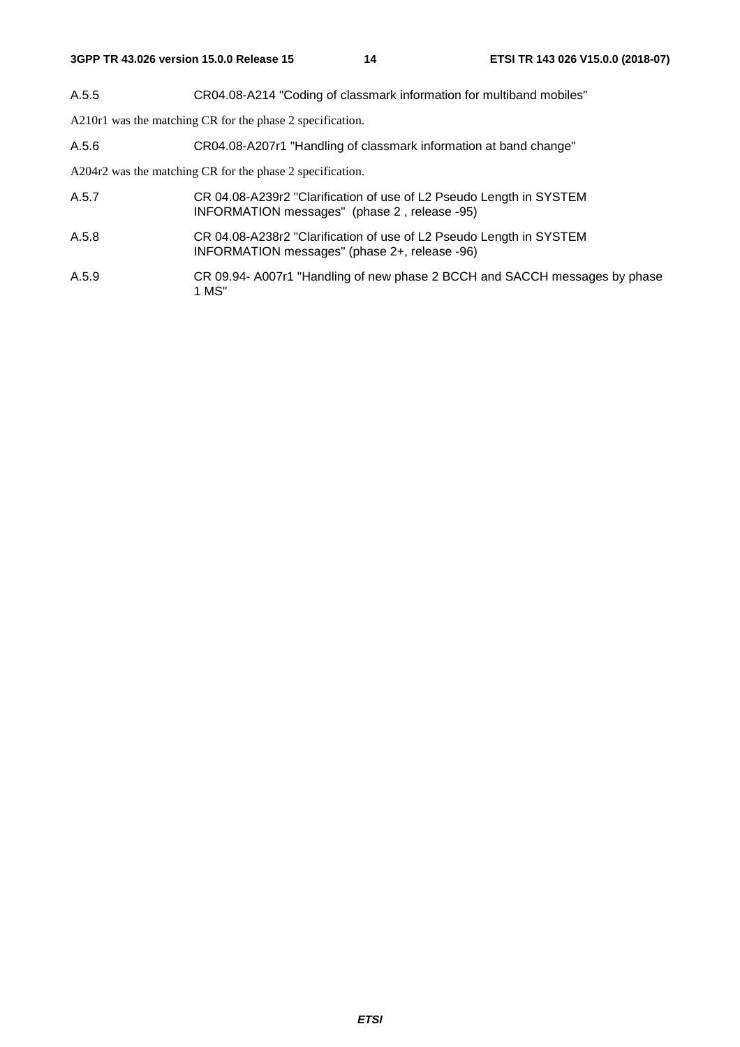#### A.5.5 CR04.08-A214 "Coding of classmark information for multiband mobiles"

A210r1 was the matching CR for the phase 2 specification.

#### A.5.6 CR04.08-A207r1 "Handling of classmark information at band change"

A204r2 was the matching CR for the phase 2 specification.

#### A.5.7 CR 04.08-A239r2 "Clarification of use of L2 Pseudo Length in SYSTEM INFORMATION messages" (phase 2 , release -95)

#### A.5.8 CR 04.08-A238r2 "Clarification of use of L2 Pseudo Length in SYSTEM INFORMATION messages" (phase 2+, release -96)

#### A.5.9 CR 09.94- A007r1 "Handling of new phase 2 BCCH and SACCH messages by phase 1 MS"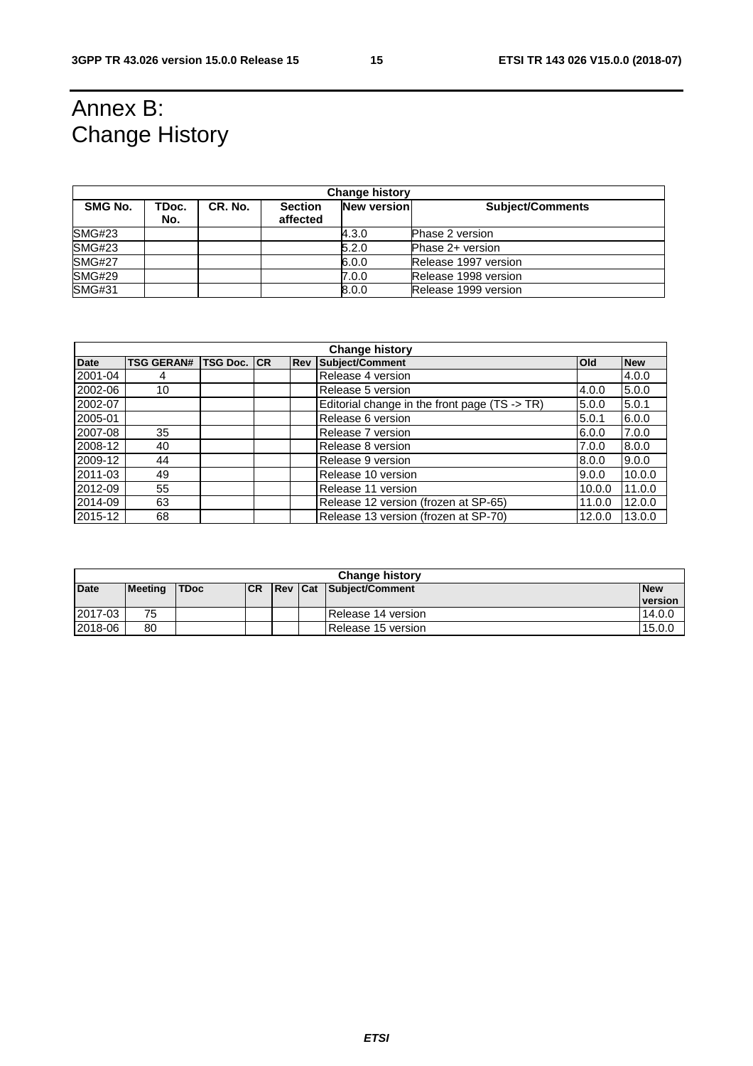# Annex B: Change History

| Change history | | | | | |
|---|---|---|---|---|---|
| **SMG No.** | **TDoc. No.** | **CR. No.** | **Section affected** | **New version** | **Subject/Comments** |
| SMG#23 | | | | 4.3.0 | Phase 2 version |
| SMG#23 | | | | 5.2.0 | Phase 2+ version |
| SMG#27 | | | | 6.0.0 | Release 1997 version |
| SMG#29 | | | | 7.0.0 | Release 1998 version |
| SMG#31 | | | | 8.0.0 | Release 1999 version |

| Change history | | | | | | | |
|---|---|---|---|---|---|---|---|
| **Date** | **TSG GERAN#** | **TSG Doc.** | **CR** | **Rev** | **Subject/Comment** | **Old** | **New** |
| 2001-04 | 4 | | | | Release 4 version | | 4.0.0 |
| 2002-06 | 10 | | | | Release 5 version | 4.0.0 | 5.0.0 |
| 2002-07 | | | | | Editorial change in the front page (TS -> TR) | 5.0.0 | 5.0.1 |
| 2005-01 | | | | | Release 6 version | 5.0.1 | 6.0.0 |
| 2007-08 | 35 | | | | Release 7 version | 6.0.0 | 7.0.0 |
| 2008-12 | 40 | | | | Release 8 version | 7.0.0 | 8.0.0 |
| 2009-12 | 44 | | | | Release 9 version | 8.0.0 | 9.0.0 |
| 2011-03 | 49 | | | | Release 10 version | 9.0.0 | 10.0.0 |
| 2012-09 | 55 | | | | Release 11 version | 10.0.0 | 11.0.0 |
| 2014-09 | 63 | | | | Release 12 version (frozen at SP-65) | 11.0.0 | 12.0.0 |
| 2015-12 | 68 | | | | Release 13 version (frozen at SP-70) | 12.0.0 | 13.0.0 |

| Change history | | | | | | | |
|---|---|---|---|---|---|---|---|
| **Date** | **Meeting** | **TDoc** | **CR** | **Rev** | **Cat** | **Subject/Comment** | **New version** |
| 2017-03 | 75 | | | | | Release 14 version | 14.0.0 |
| 2018-06 | 80 | | | | | Release 15 version | 15.0.0 |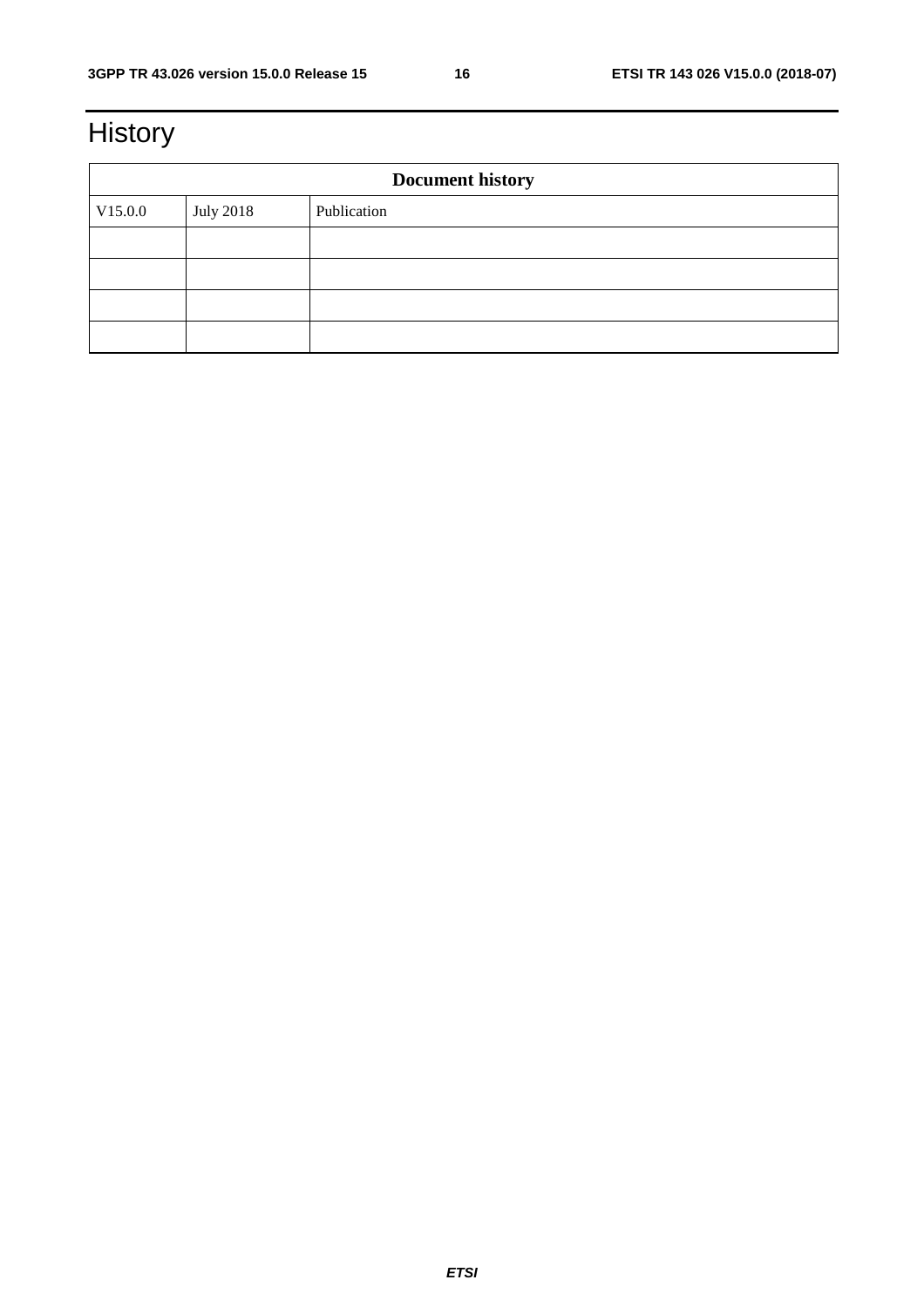# History

| Document history | | |
|---|---|---|
| V15.0.0 | July 2018 | Publication |
| | | |
| | | |
| | | |
| | | |